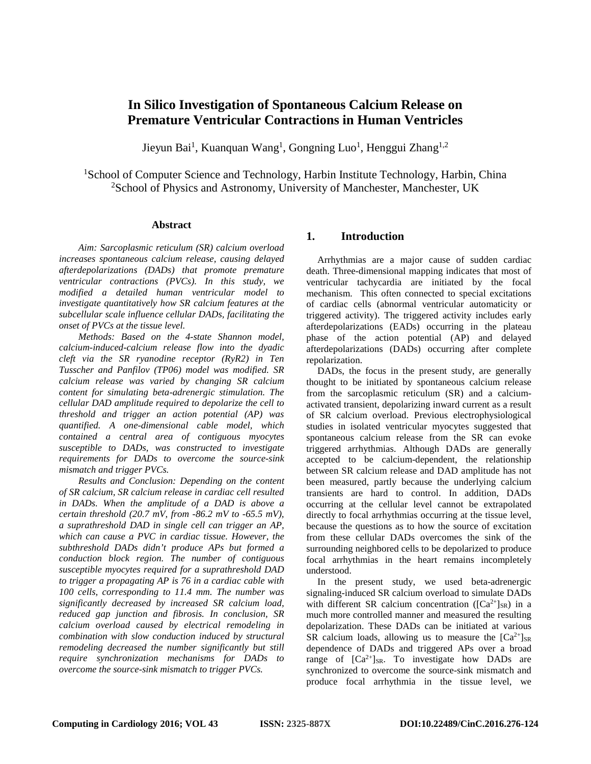# In Silico Investigation of Spontaneous Calcium Release on Premature Ventricular Contractions in Human Ventricles

Jieyun Bai[1], Kuanquan Wang[1], Gongning Luo[1], Henggui Zhang[1,2]

[1]School of Computer Science and Technology, Harbin Institute Technology, Harbin, China
[2]School of Physics and Astronomy, University of Manchester, Manchester, UK

## Abstract

*Aim: Sarcoplasmic reticulum (SR) calcium overload increases spontaneous calcium release, causing delayed afterdepolarizations (DADs) that promote premature ventricular contractions (PVCs). In this study, we modified a detailed human ventricular model to investigate quantitatively how SR calcium features at the subcellular scale influence cellular DADs, facilitating the onset of PVCs at the tissue level.*

*Methods: Based on the 4-state Shannon model, calcium-induced-calcium release flow into the dyadic cleft via the SR ryanodine receptor (RyR2) in Ten Tusscher and Panfilov (TP06) model was modified. SR calcium release was varied by changing SR calcium content for simulating beta-adrenergic stimulation. The cellular DAD amplitude required to depolarize the cell to threshold and trigger an action potential (AP) was quantified. A one-dimensional cable model, which contained a central area of contiguous myocytes susceptible to DADs, was constructed to investigate requirements for DADs to overcome the source-sink mismatch and trigger PVCs.*

*Results and Conclusion: Depending on the content of SR calcium, SR calcium release in cardiac cell resulted in DADs. When the amplitude of a DAD is above a certain threshold (20.7 mV, from -86.2 mV to -65.5 mV), a suprathreshold DAD in single cell can trigger an AP, which can cause a PVC in cardiac tissue. However, the subthreshold DADs didn't produce APs but formed a conduction block region. The number of contiguous susceptible myocytes required for a suprathreshold DAD to trigger a propagating AP is 76 in a cardiac cable with 100 cells, corresponding to 11.4 mm. The number was significantly decreased by increased SR calcium load, reduced gap junction and fibrosis. In conclusion, SR calcium overload caused by electrical remodeling in combination with slow conduction induced by structural remodeling decreased the number significantly but still require synchronization mechanisms for DADs to overcome the source-sink mismatch to trigger PVCs.*

## 1. Introduction

Arrhythmias are a major cause of sudden cardiac death. Three-dimensional mapping indicates that most of ventricular tachycardia are initiated by the focal mechanism. This often connected to special excitations of cardiac cells (abnormal ventricular automaticity or triggered activity). The triggered activity includes early afterdepolarizations (EADs) occurring in the plateau phase of the action potential (AP) and delayed afterdepolarizations (DADs) occurring after complete repolarization.

DADs, the focus in the present study, are generally thought to be initiated by spontaneous calcium release from the sarcoplasmic reticulum (SR) and a calcium-activated transient, depolarizing inward current as a result of SR calcium overload. Previous electrophysiological studies in isolated ventricular myocytes suggested that spontaneous calcium release from the SR can evoke triggered arrhythmias. Although DADs are generally accepted to be calcium-dependent, the relationship between SR calcium release and DAD amplitude has not been measured, partly because the underlying calcium transients are hard to control. In addition, DADs occurring at the cellular level cannot be extrapolated directly to focal arrhythmias occurring at the tissue level, because the questions as to how the source of excitation from these cellular DADs overcomes the sink of the surrounding neighbored cells to be depolarized to produce focal arrhythmias in the heart remains incompletely understood.

In the present study, we used beta-adrenergic signaling-induced SR calcium overload to simulate DADs with different SR calcium concentration ($[Ca^{2+}]_{SR}$) in a much more controlled manner and measured the resulting depolarization. These DADs can be initiated at various SR calcium loads, allowing us to measure the $[Ca^{2+}]_{SR}$ dependence of DADs and triggered APs over a broad range of $[Ca^{2+}]_{SR}$. To investigate how DADs are synchronized to overcome the source-sink mismatch and produce focal arrhythmia in the tissue level, we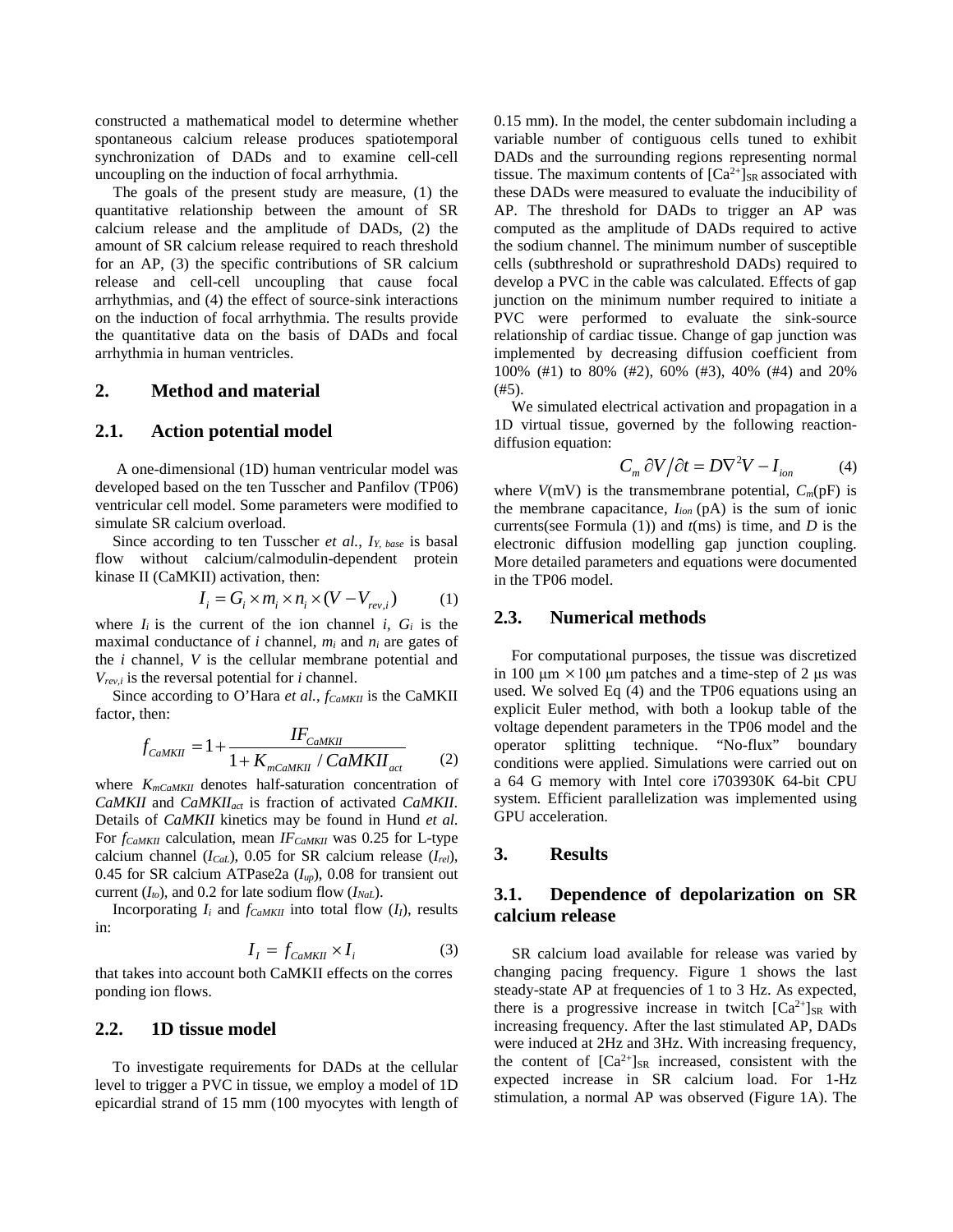constructed a mathematical model to determine whether spontaneous calcium release produces spatiotemporal synchronization of DADs and to examine cell-cell uncoupling on the induction of focal arrhythmia.

The goals of the present study are measure, (1) the quantitative relationship between the amount of SR calcium release and the amplitude of DADs, (2) the amount of SR calcium release required to reach threshold for an AP, (3) the specific contributions of SR calcium release and cell-cell uncoupling that cause focal arrhythmias, and (4) the effect of source-sink interactions on the induction of focal arrhythmia. The results provide the quantitative data on the basis of DADs and focal arrhythmia in human ventricles.

## 2. Method and material

### 2.1. Action potential model

A one-dimensional (1D) human ventricular model was developed based on the ten Tusscher and Panfilov (TP06) ventricular cell model. Some parameters were modified to simulate SR calcium overload.

Since according to ten Tusscher *et al.*, $I_{Y,\,base}$ is basal flow without calcium/calmodulin-dependent protein kinase II (CaMKII) activation, then:

$$I_i = G_i \times m_i \times n_i \times (V - V_{rev,i}) \qquad (1)$$

where $I_i$ is the current of the ion channel $i$, $G_i$ is the maximal conductance of $i$ channel, $m_i$ and $n_i$ are gates of the $i$ channel, $V$ is the cellular membrane potential and $V_{rev,i}$ is the reversal potential for $i$ channel.

Since according to O'Hara *et al.*, $f_{CaMKII}$ is the CaMKII factor, then:

$$f_{CaMKII} = 1 + \frac{IF_{CaMKII}}{1 + K_{mCaMKII} / CaMKII_{act}} \qquad (2)$$

where $K_{mCaMKII}$ denotes half-saturation concentration of *CaMKII* and $CaMKII_{act}$ is fraction of activated *CaMKII*. Details of *CaMKII* kinetics may be found in Hund *et al.* For $f_{CaMKII}$ calculation, mean $IF_{CaMKII}$ was 0.25 for L-type calcium channel ($I_{CaL}$), 0.05 for SR calcium release ($I_{rel}$), 0.45 for SR calcium ATPase2a ($I_{up}$), 0.08 for transient out current ($I_{to}$), and 0.2 for late sodium flow ($I_{NaL}$).

Incorporating $I_i$ and $f_{CaMKII}$ into total flow ($I_I$), results in:

$$I_I = f_{CaMKII} \times I_i \qquad (3)$$

that takes into account both CaMKII effects on the corres ponding ion flows.

### 2.2. 1D tissue model

To investigate requirements for DADs at the cellular level to trigger a PVC in tissue, we employ a model of 1D epicardial strand of 15 mm (100 myocytes with length of 0.15 mm). In the model, the center subdomain including a variable number of contiguous cells tuned to exhibit DADs and the surrounding regions representing normal tissue. The maximum contents of $[Ca^{2+}]_{SR}$ associated with these DADs were measured to evaluate the inducibility of AP. The threshold for DADs to trigger an AP was computed as the amplitude of DADs required to active the sodium channel. The minimum number of susceptible cells (subthreshold or suprathreshold DADs) required to develop a PVC in the cable was calculated. Effects of gap junction on the minimum number required to initiate a PVC were performed to evaluate the sink-source relationship of cardiac tissue. Change of gap junction was implemented by decreasing diffusion coefficient from 100% (#1) to 80% (#2), 60% (#3), 40% (#4) and 20% (#5).

We simulated electrical activation and propagation in a 1D virtual tissue, governed by the following reaction-diffusion equation:

$$C_m \, \partial V / \partial t = D \nabla^2 V - I_{ion} \qquad (4)$$

where $V$(mV) is the transmembrane potential, $C_m$(pF) is the membrane capacitance, $I_{ion}$ (pA) is the sum of ionic currents(see Formula (1)) and $t$(ms) is time, and $D$ is the electronic diffusion modelling gap junction coupling. More detailed parameters and equations were documented in the TP06 model.

### 2.3. Numerical methods

For computational purposes, the tissue was discretized in 100 μm × 100 μm patches and a time-step of 2 μs was used. We solved Eq (4) and the TP06 equations using an explicit Euler method, with both a lookup table of the voltage dependent parameters in the TP06 model and the operator splitting technique. "No-flux" boundary conditions were applied. Simulations were carried out on a 64 G memory with Intel core i703930K 64-bit CPU system. Efficient parallelization was implemented using GPU acceleration.

## 3. Results

### 3.1. Dependence of depolarization on SR calcium release

SR calcium load available for release was varied by changing pacing frequency. Figure 1 shows the last steady-state AP at frequencies of 1 to 3 Hz. As expected, there is a progressive increase in twitch $[Ca^{2+}]_{SR}$ with increasing frequency. After the last stimulated AP, DADs were induced at 2Hz and 3Hz. With increasing frequency, the content of $[Ca^{2+}]_{SR}$ increased, consistent with the expected increase in SR calcium load. For 1-Hz stimulation, a normal AP was observed (Figure 1A). The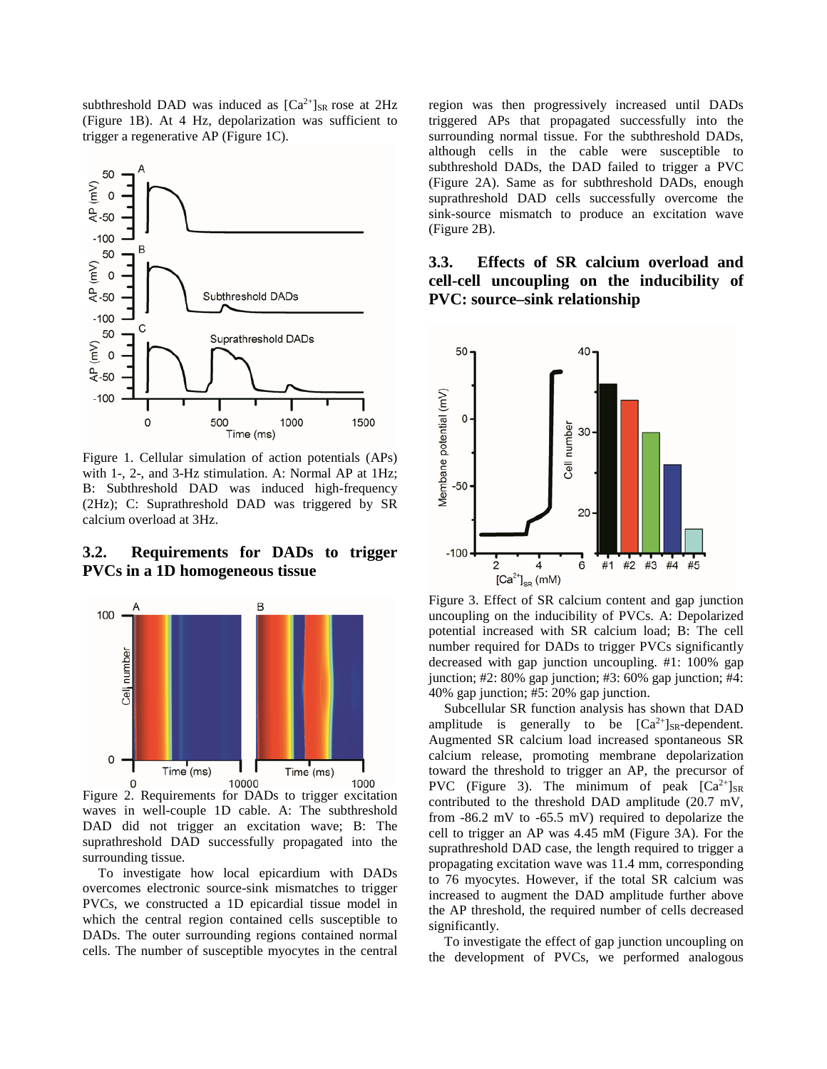subthreshold DAD was induced as $[Ca^{2+}]_{SR}$ rose at 2Hz (Figure 1B). At 4 Hz, depolarization was sufficient to trigger a regenerative AP (Figure 1C).

Figure 1. Cellular simulation of action potentials (APs) with 1-, 2-, and 3-Hz stimulation. A: Normal AP at 1Hz; B: Subthreshold DAD was induced high-frequency (2Hz); C: Suprathreshold DAD was triggered by SR calcium overload at 3Hz.

## 3.2. Requirements for DADs to trigger PVCs in a 1D homogeneous tissue

Figure 2. Requirements for DADs to trigger excitation waves in well-couple 1D cable. A: The subthreshold DAD did not trigger an excitation wave; B: The suprathreshold DAD successfully propagated into the surrounding tissue.

To investigate how local epicardium with DADs overcomes electronic source-sink mismatches to trigger PVCs, we constructed a 1D epicardial tissue model in which the central region contained cells susceptible to DADs. The outer surrounding regions contained normal cells. The number of susceptible myocytes in the central region was then progressively increased until DADs triggered APs that propagated successfully into the surrounding normal tissue. For the subthreshold DADs, although cells in the cable were susceptible to subthreshold DADs, the DAD failed to trigger a PVC (Figure 2A). Same as for subthreshold DADs, enough suprathreshold DAD cells successfully overcome the sink-source mismatch to produce an excitation wave (Figure 2B).

## 3.3. Effects of SR calcium overload and cell-cell uncoupling on the inducibility of PVC: source–sink relationship

Figure 3. Effect of SR calcium content and gap junction uncoupling on the inducibility of PVCs. A: Depolarized potential increased with SR calcium load; B: The cell number required for DADs to trigger PVCs significantly decreased with gap junction uncoupling. #1: 100% gap junction; #2: 80% gap junction; #3: 60% gap junction; #4: 40% gap junction; #5: 20% gap junction.

Subcellular SR function analysis has shown that DAD amplitude is generally to be $[Ca^{2+}]_{SR}$-dependent. Augmented SR calcium load increased spontaneous SR calcium release, promoting membrane depolarization toward the threshold to trigger an AP, the precursor of PVC (Figure 3). The minimum of peak $[Ca^{2+}]_{SR}$ contributed to the threshold DAD amplitude (20.7 mV, from -86.2 mV to -65.5 mV) required to depolarize the cell to trigger an AP was 4.45 mM (Figure 3A). For the suprathreshold DAD case, the length required to trigger a propagating excitation wave was 11.4 mm, corresponding to 76 myocytes. However, if the total SR calcium was increased to augment the DAD amplitude further above the AP threshold, the required number of cells decreased significantly.

To investigate the effect of gap junction uncoupling on the development of PVCs, we performed analogous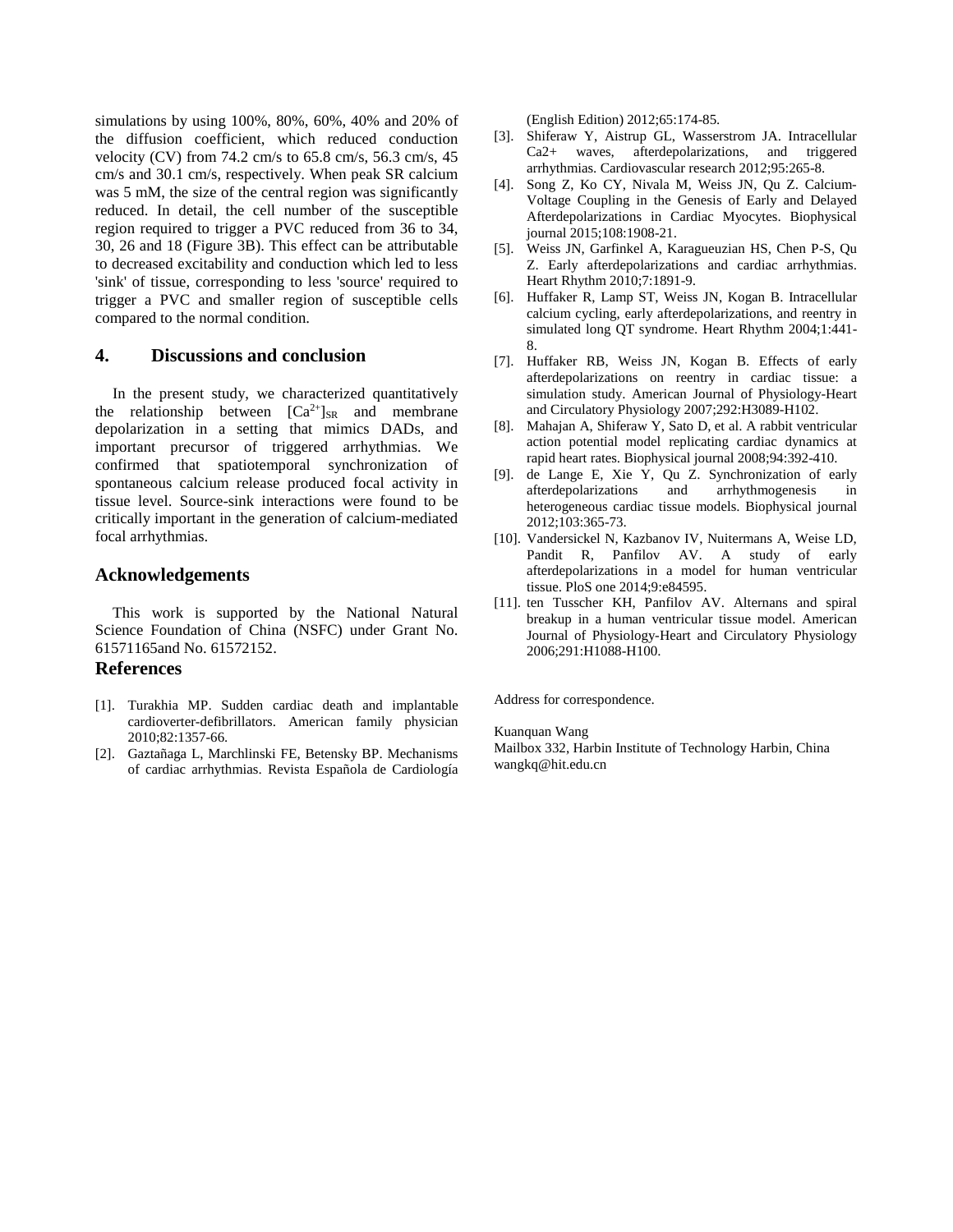simulations by using 100%, 80%, 60%, 40% and 20% of the diffusion coefficient, which reduced conduction velocity (CV) from 74.2 cm/s to 65.8 cm/s, 56.3 cm/s, 45 cm/s and 30.1 cm/s, respectively. When peak SR calcium was 5 mM, the size of the central region was significantly reduced. In detail, the cell number of the susceptible region required to trigger a PVC reduced from 36 to 34, 30, 26 and 18 (Figure 3B). This effect can be attributable to decreased excitability and conduction which led to less 'sink' of tissue, corresponding to less 'source' required to trigger a PVC and smaller region of susceptible cells compared to the normal condition.

## 4. Discussions and conclusion

In the present study, we characterized quantitatively the relationship between $[Ca^{2+}]_{SR}$ and membrane depolarization in a setting that mimics DADs, and important precursor of triggered arrhythmias. We confirmed that spatiotemporal synchronization of spontaneous calcium release produced focal activity in tissue level. Source-sink interactions were found to be critically important in the generation of calcium-mediated focal arrhythmias.

## Acknowledgements

This work is supported by the National Natural Science Foundation of China (NSFC) under Grant No. 61571165and No. 61572152.

## References

[1]. Turakhia MP. Sudden cardiac death and implantable cardioverter-defibrillators. American family physician 2010;82:1357-66.

[2]. Gaztañaga L, Marchlinski FE, Betensky BP. Mechanisms of cardiac arrhythmias. Revista Española de Cardiología (English Edition) 2012;65:174-85.

[3]. Shiferaw Y, Aistrup GL, Wasserstrom JA. Intracellular Ca2+ waves, afterdepolarizations, and triggered arrhythmias. Cardiovascular research 2012;95:265-8.

[4]. Song Z, Ko CY, Nivala M, Weiss JN, Qu Z. Calcium-Voltage Coupling in the Genesis of Early and Delayed Afterdepolarizations in Cardiac Myocytes. Biophysical journal 2015;108:1908-21.

[5]. Weiss JN, Garfinkel A, Karagueuzian HS, Chen P-S, Qu Z. Early afterdepolarizations and cardiac arrhythmias. Heart Rhythm 2010;7:1891-9.

[6]. Huffaker R, Lamp ST, Weiss JN, Kogan B. Intracellular calcium cycling, early afterdepolarizations, and reentry in simulated long QT syndrome. Heart Rhythm 2004;1:441-8.

[7]. Huffaker RB, Weiss JN, Kogan B. Effects of early afterdepolarizations on reentry in cardiac tissue: a simulation study. American Journal of Physiology-Heart and Circulatory Physiology 2007;292:H3089-H102.

[8]. Mahajan A, Shiferaw Y, Sato D, et al. A rabbit ventricular action potential model replicating cardiac dynamics at rapid heart rates. Biophysical journal 2008;94:392-410.

[9]. de Lange E, Xie Y, Qu Z. Synchronization of early afterdepolarizations and arrhythmogenesis in heterogeneous cardiac tissue models. Biophysical journal 2012;103:365-73.

[10]. Vandersickel N, Kazbanov IV, Nuitermans A, Weise LD, Pandit R, Panfilov AV. A study of early afterdepolarizations in a model for human ventricular tissue. PloS one 2014;9:e84595.

[11]. ten Tusscher KH, Panfilov AV. Alternans and spiral breakup in a human ventricular tissue model. American Journal of Physiology-Heart and Circulatory Physiology 2006;291:H1088-H100.

Address for correspondence.

Kuanquan Wang  
Mailbox 332, Harbin Institute of Technology Harbin, China  
wangkq@hit.edu.cn